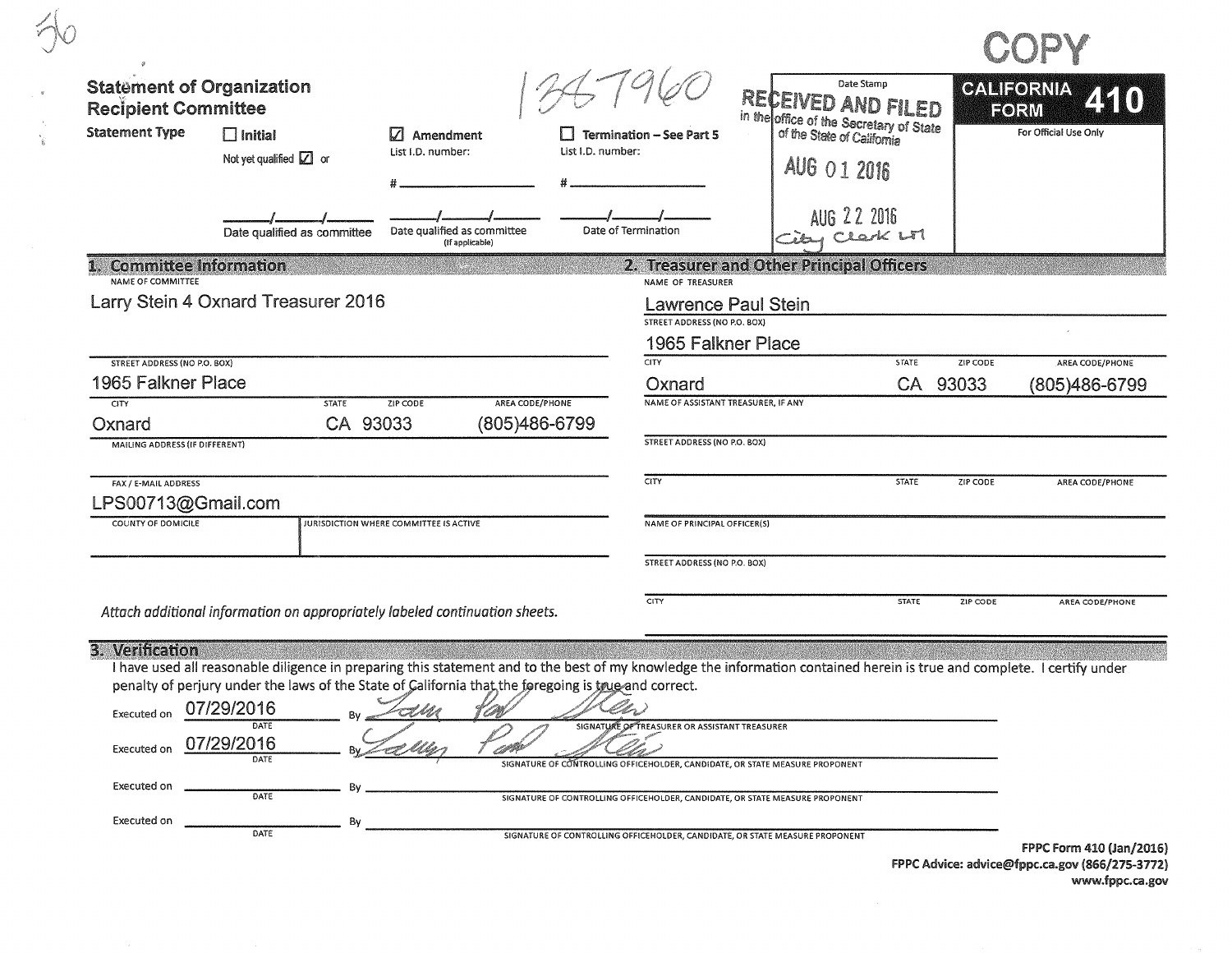56

COPY

# Statement of Organization Recipient Committee

1387960

**Statement Type**

☐ **Initial** — Not yet qualified ☑ or ___/___/___ Date qualified as committee

☑ **Amendment** — List I.D. number: # ___ — ___/___/___ Date qualified as committee (If applicable)

☐ **Termination – See Part 5** — List I.D. number: # ___ — ___/___/___ Date of Termination

Date Stamp

RECEIVED AND FILED in the office of the Secretary of State of the State of California

AUG 01 2016

AUG 22 2016
City Clerk LM

**CALIFORNIA FORM 410**

For Official Use Only

## 1. Committee Information

NAME OF COMMITTEE
Larry Stein 4 Oxnard Treasurer 2016

STREET ADDRESS (NO P.O. BOX)
1965 Falkner Place

| CITY | STATE | ZIP CODE | AREA CODE/PHONE |
|---|---|---|---|
| Oxnard | CA | 93033 | (805)486-6799 |

MAILING ADDRESS (IF DIFFERENT)

FAX / E-MAIL ADDRESS
LPS00713@Gmail.com

COUNTY OF DOMICILE

JURISDICTION WHERE COMMITTEE IS ACTIVE

*Attach additional information on appropriately labeled continuation sheets.*

## 2. Treasurer and Other Principal Officers

NAME OF TREASURER
Lawrence Paul Stein

STREET ADDRESS (NO P.O. BOX)
1965 Falkner Place

| CITY | STATE | ZIP CODE | AREA CODE/PHONE |
|---|---|---|---|
| Oxnard | CA | 93033 | (805)486-6799 |

NAME OF ASSISTANT TREASURER, IF ANY

STREET ADDRESS (NO P.O. BOX)

| CITY | STATE | ZIP CODE | AREA CODE/PHONE |
|---|---|---|---|
| | | | |

NAME OF PRINCIPAL OFFICER(S)

STREET ADDRESS (NO P.O. BOX)

| CITY | STATE | ZIP CODE | AREA CODE/PHONE |
|---|---|---|---|
| | | | |

## 3. Verification

I have used all reasonable diligence in preparing this statement and to the best of my knowledge the information contained herein is true and complete. I certify under penalty of perjury under the laws of the State of California that the foregoing is true and correct.

Executed on 07/29/2016 (DATE) By [signature] — SIGNATURE OF TREASURER OR ASSISTANT TREASURER

Executed on 07/29/2016 (DATE) By [signature] — SIGNATURE OF CONTROLLING OFFICEHOLDER, CANDIDATE, OR STATE MEASURE PROPONENT

Executed on ___ (DATE) By ___ — SIGNATURE OF CONTROLLING OFFICEHOLDER, CANDIDATE, OR STATE MEASURE PROPONENT

Executed on ___ (DATE) By ___ — SIGNATURE OF CONTROLLING OFFICEHOLDER, CANDIDATE, OR STATE MEASURE PROPONENT

FPPC Form 410 (Jan/2016)
FPPC Advice: advice@fppc.ca.gov (866/275-3772)
www.fppc.ca.gov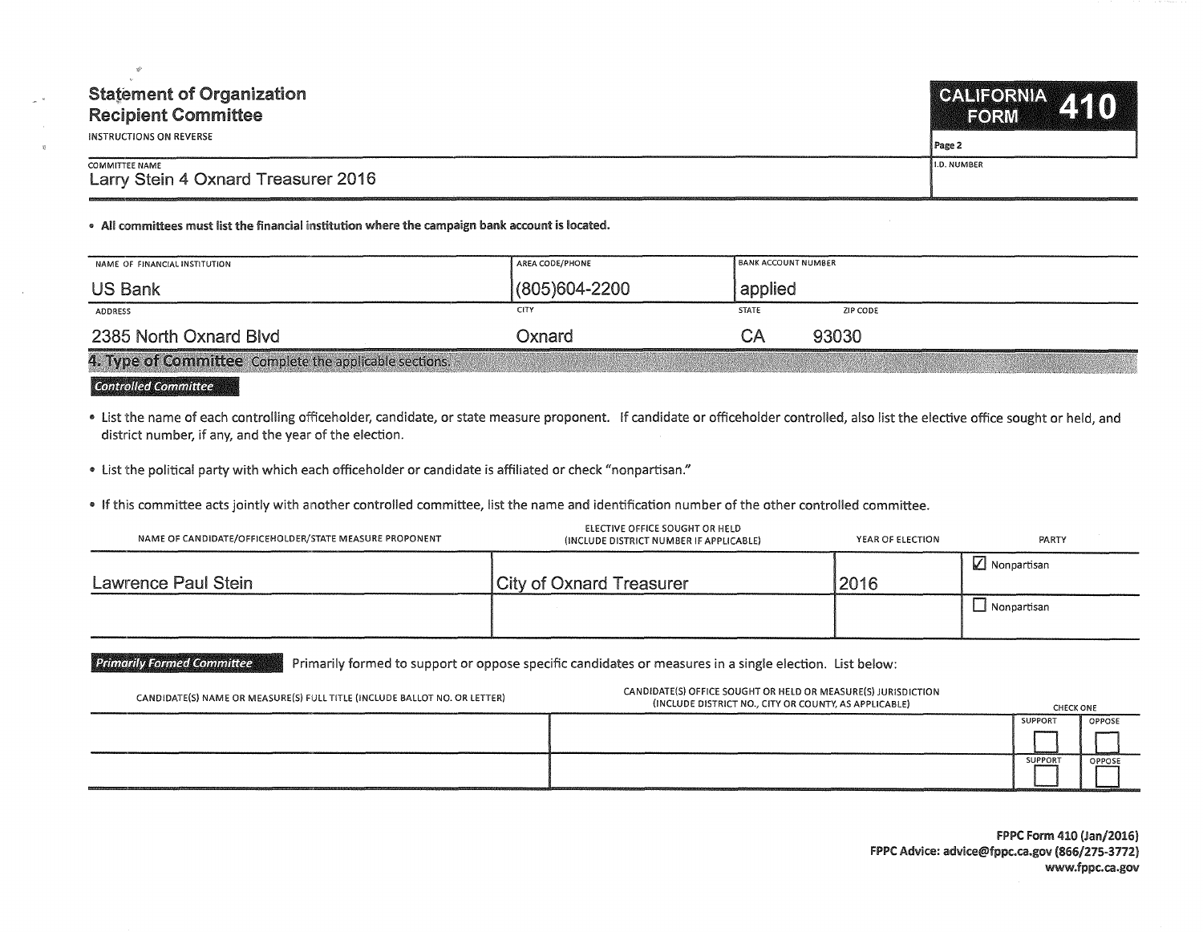# Statement of Organization Recipient Committee

INSTRUCTIONS ON REVERSE

**CALIFORNIA FORM 410**

Page 2

| COMMITTEE NAME | I.D. NUMBER |
|---|---|
| Larry Stein 4 Oxnard Treasurer 2016 | |

- **All committees must list the financial institution where the campaign bank account is located.**

| NAME OF FINANCIAL INSTITUTION | AREA CODE/PHONE | BANK ACCOUNT NUMBER | |
|---|---|---|---|
| US Bank | (805)604-2200 | applied | |
| **ADDRESS** | **CITY** | **STATE** | **ZIP CODE** |
| 2385 North Oxnard Blvd | Oxnard | CA | 93030 |

## 4. Type of Committee Complete the applicable sections.

### *Controlled Committee*

- List the name of each controlling officeholder, candidate, or state measure proponent. If candidate or officeholder controlled, also list the elective office sought or held, and district number, if any, and the year of the election.
- List the political party with which each officeholder or candidate is affiliated or check "nonpartisan."
- If this committee acts jointly with another controlled committee, list the name and identification number of the other controlled committee.

| NAME OF CANDIDATE/OFFICEHOLDER/STATE MEASURE PROPONENT | ELECTIVE OFFICE SOUGHT OR HELD (INCLUDE DISTRICT NUMBER IF APPLICABLE) | YEAR OF ELECTION | PARTY |
|---|---|---|---|
| Lawrence Paul Stein | City of Oxnard Treasurer | 2016 | ☑ Nonpartisan |
| | | | ☐ Nonpartisan |

### *Primarily Formed Committee*

Primarily formed to support or oppose specific candidates or measures in a single election. List below:

| CANDIDATE(S) NAME OR MEASURE(S) FULL TITLE (INCLUDE BALLOT NO. OR LETTER) | CANDIDATE(S) OFFICE SOUGHT OR HELD OR MEASURE(S) JURISDICTION (INCLUDE DISTRICT NO., CITY OR COUNTY, AS APPLICABLE) | CHECK ONE | |
|---|---|---|---|
| | | SUPPORT ☐ | OPPOSE ☐ |
| | | SUPPORT ☐ | OPPOSE ☐ |

**FPPC Form 410 (Jan/2016)**
**FPPC Advice: advice@fppc.ca.gov (866/275-3772)**
**www.fppc.ca.gov**